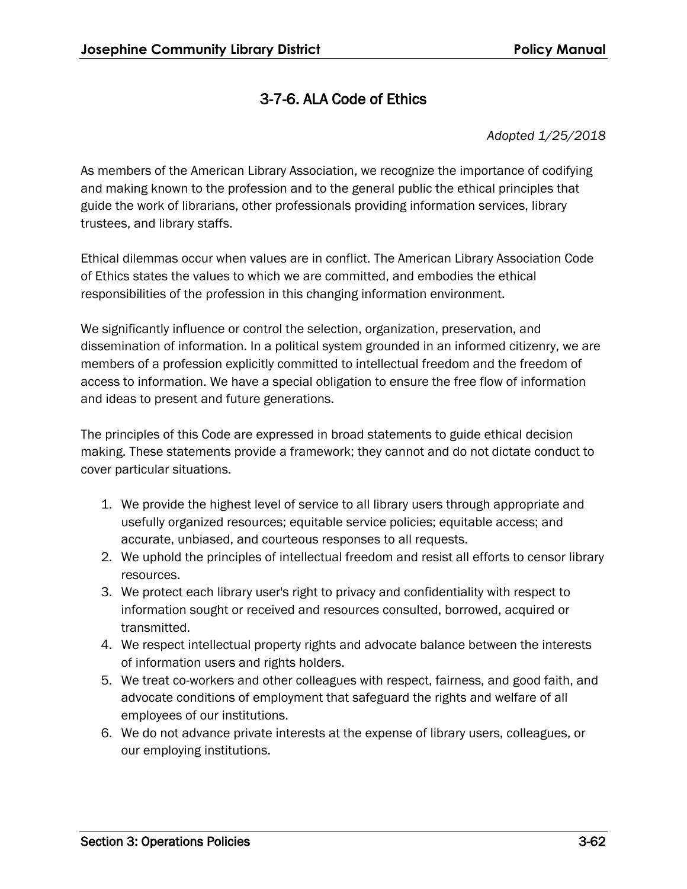# 3-7-6. ALA Code of Ethics

*Adopted 1/25/2018*

As members of the American Library Association, we recognize the importance of codifying and making known to the profession and to the general public the ethical principles that guide the work of librarians, other professionals providing information services, library trustees, and library staffs.

Ethical dilemmas occur when values are in conflict. The American Library Association Code of Ethics states the values to which we are committed, and embodies the ethical responsibilities of the profession in this changing information environment.

We significantly influence or control the selection, organization, preservation, and dissemination of information. In a political system grounded in an informed citizenry, we are members of a profession explicitly committed to intellectual freedom and the freedom of access to information. We have a special obligation to ensure the free flow of information and ideas to present and future generations.

The principles of this Code are expressed in broad statements to guide ethical decision making. These statements provide a framework; they cannot and do not dictate conduct to cover particular situations.

1. We provide the highest level of service to all library users through appropriate and usefully organized resources; equitable service policies; equitable access; and accurate, unbiased, and courteous responses to all requests.
2. We uphold the principles of intellectual freedom and resist all efforts to censor library resources.
3. We protect each library user's right to privacy and confidentiality with respect to information sought or received and resources consulted, borrowed, acquired or transmitted.
4. We respect intellectual property rights and advocate balance between the interests of information users and rights holders.
5. We treat co-workers and other colleagues with respect, fairness, and good faith, and advocate conditions of employment that safeguard the rights and welfare of all employees of our institutions.
6. We do not advance private interests at the expense of library users, colleagues, or our employing institutions.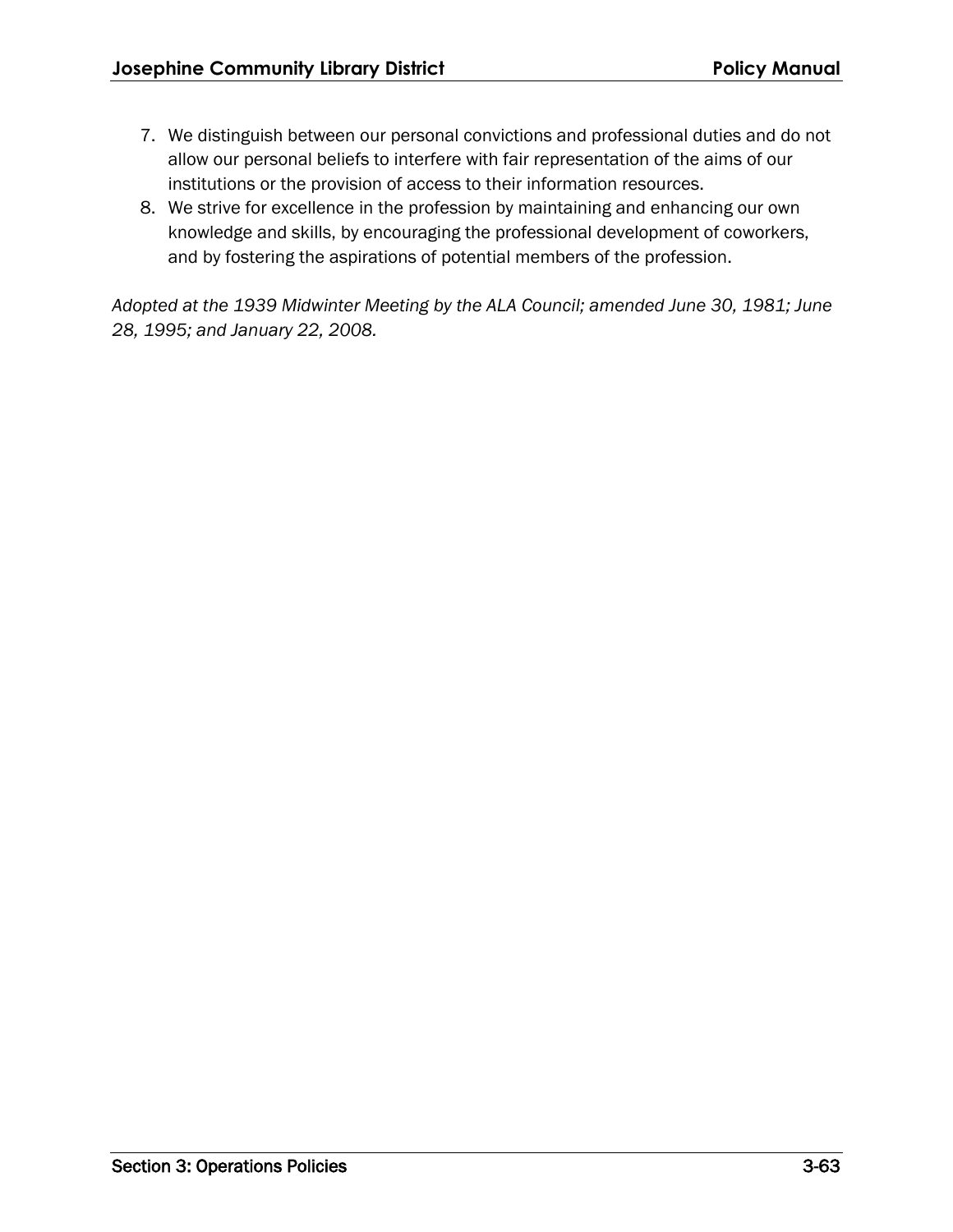7. We distinguish between our personal convictions and professional duties and do not allow our personal beliefs to interfere with fair representation of the aims of our institutions or the provision of access to their information resources.
8. We strive for excellence in the profession by maintaining and enhancing our own knowledge and skills, by encouraging the professional development of coworkers, and by fostering the aspirations of potential members of the profession.

*Adopted at the 1939 Midwinter Meeting by the ALA Council; amended June 30, 1981; June 28, 1995; and January 22, 2008.*